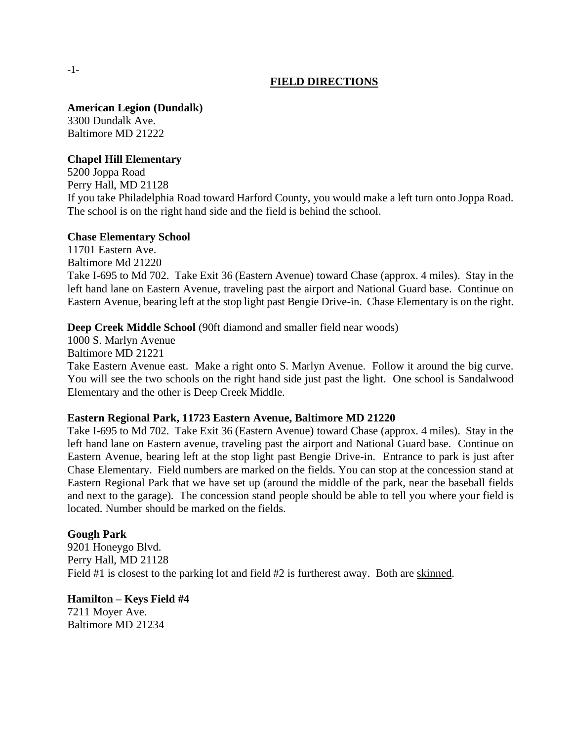# FIELD DIRECTIONS

**American Legion (Dundalk)**
3300 Dundalk Ave.
Baltimore MD 21222

**Chapel Hill Elementary**
5200 Joppa Road
Perry Hall, MD 21128
If you take Philadelphia Road toward Harford County, you would make a left turn onto Joppa Road. The school is on the right hand side and the field is behind the school.

**Chase Elementary School**
11701 Eastern Ave.
Baltimore Md 21220
Take I-695 to Md 702. Take Exit 36 (Eastern Avenue) toward Chase (approx. 4 miles). Stay in the left hand lane on Eastern Avenue, traveling past the airport and National Guard base. Continue on Eastern Avenue, bearing left at the stop light past Bengie Drive-in. Chase Elementary is on the right.

**Deep Creek Middle School** (90ft diamond and smaller field near woods)
1000 S. Marlyn Avenue
Baltimore MD 21221
Take Eastern Avenue east. Make a right onto S. Marlyn Avenue. Follow it around the big curve. You will see the two schools on the right hand side just past the light. One school is Sandalwood Elementary and the other is Deep Creek Middle.

**Eastern Regional Park, 11723 Eastern Avenue, Baltimore MD 21220**
Take I-695 to Md 702. Take Exit 36 (Eastern Avenue) toward Chase (approx. 4 miles). Stay in the left hand lane on Eastern avenue, traveling past the airport and National Guard base. Continue on Eastern Avenue, bearing left at the stop light past Bengie Drive-in. Entrance to park is just after Chase Elementary. Field numbers are marked on the fields. You can stop at the concession stand at Eastern Regional Park that we have set up (around the middle of the park, near the baseball fields and next to the garage). The concession stand people should be able to tell you where your field is located. Number should be marked on the fields.

**Gough Park**
9201 Honeygo Blvd.
Perry Hall, MD 21128
Field #1 is closest to the parking lot and field #2 is furtherest away. Both are <u>skinned</u>.

**Hamilton – Keys Field #4**
7211 Moyer Ave.
Baltimore MD 21234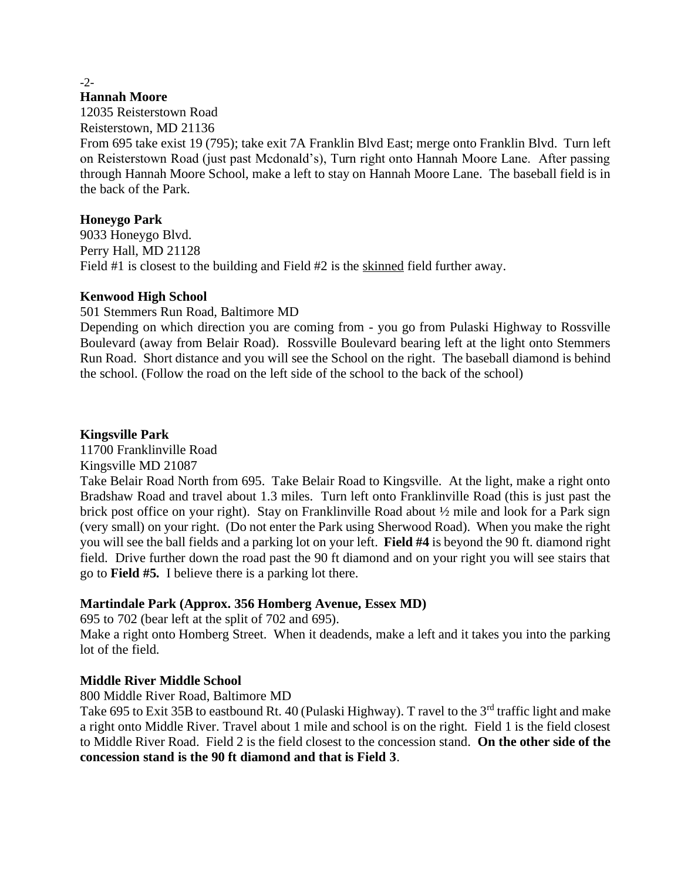**Hannah Moore**
12035 Reisterstown Road
Reisterstown, MD 21136
From 695 take exist 19 (795); take exit 7A Franklin Blvd East; merge onto Franklin Blvd. Turn left on Reisterstown Road (just past Mcdonald's), Turn right onto Hannah Moore Lane. After passing through Hannah Moore School, make a left to stay on Hannah Moore Lane. The baseball field is in the back of the Park.

**Honeygo Park**
9033 Honeygo Blvd.
Perry Hall, MD 21128
Field #1 is closest to the building and Field #2 is the skinned field further away.

**Kenwood High School**
501 Stemmers Run Road, Baltimore MD
Depending on which direction you are coming from - you go from Pulaski Highway to Rossville Boulevard (away from Belair Road). Rossville Boulevard bearing left at the light onto Stemmers Run Road. Short distance and you will see the School on the right. The baseball diamond is behind the school. (Follow the road on the left side of the school to the back of the school)

**Kingsville Park**
11700 Franklinville Road
Kingsville MD 21087
Take Belair Road North from 695. Take Belair Road to Kingsville. At the light, make a right onto Bradshaw Road and travel about 1.3 miles. Turn left onto Franklinville Road (this is just past the brick post office on your right). Stay on Franklinville Road about ½ mile and look for a Park sign (very small) on your right. (Do not enter the Park using Sherwood Road). When you make the right you will see the ball fields and a parking lot on your left. **Field #4** is beyond the 90 ft. diamond right field. Drive further down the road past the 90 ft diamond and on your right you will see stairs that go to **Field #5.** I believe there is a parking lot there.

**Martindale Park (Approx. 356 Homberg Avenue, Essex MD)**
695 to 702 (bear left at the split of 702 and 695).
Make a right onto Homberg Street. When it deadends, make a left and it takes you into the parking lot of the field.

**Middle River Middle School**
800 Middle River Road, Baltimore MD
Take 695 to Exit 35B to eastbound Rt. 40 (Pulaski Highway). T ravel to the 3rd traffic light and make a right onto Middle River. Travel about 1 mile and school is on the right. Field 1 is the field closest to Middle River Road. Field 2 is the field closest to the concession stand. **On the other side of the concession stand is the 90 ft diamond and that is Field 3**.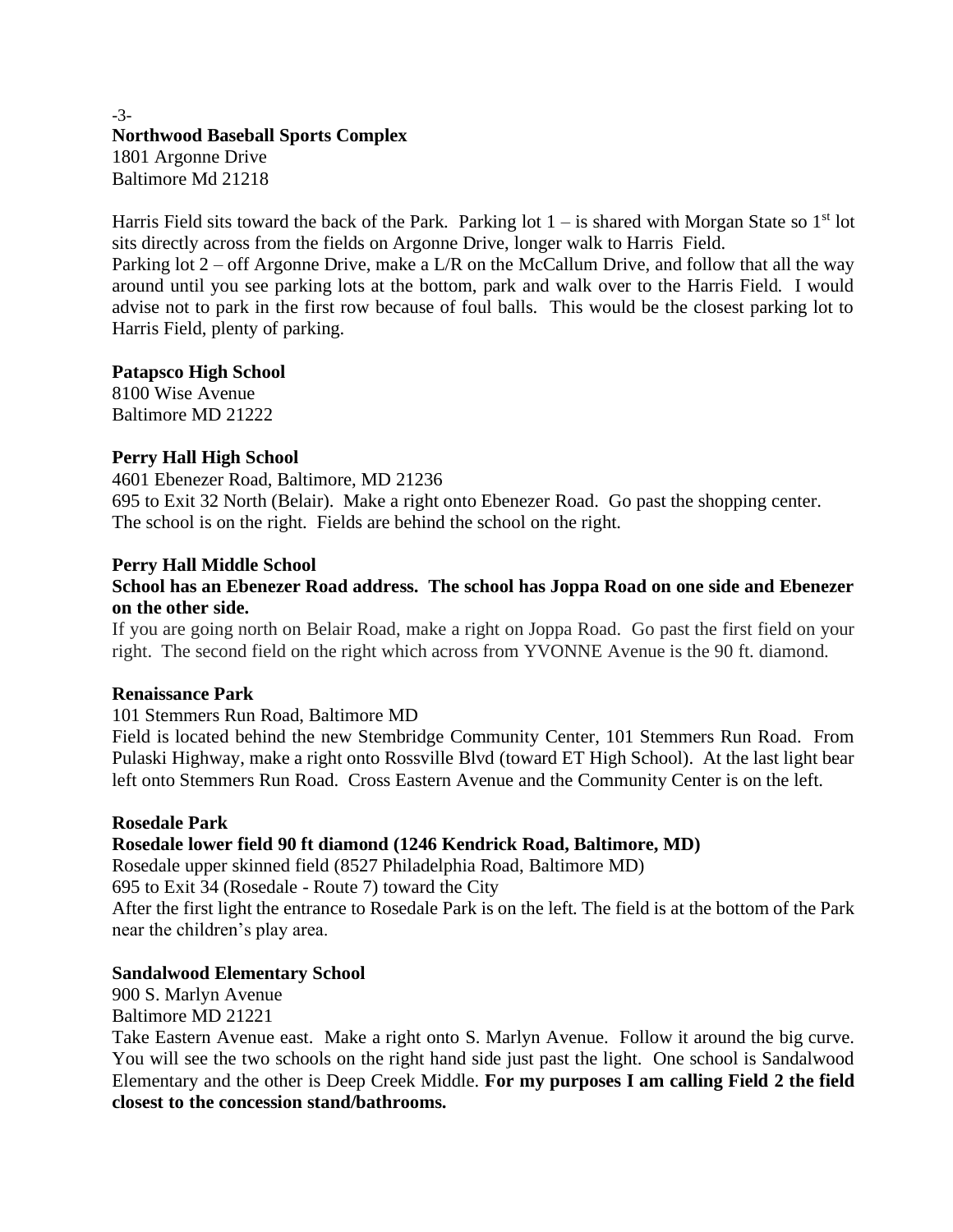**Northwood Baseball Sports Complex**
1801 Argonne Drive
Baltimore Md 21218

Harris Field sits toward the back of the Park. Parking lot 1 – is shared with Morgan State so 1st lot sits directly across from the fields on Argonne Drive, longer walk to Harris Field.
Parking lot 2 – off Argonne Drive, make a L/R on the McCallum Drive, and follow that all the way around until you see parking lots at the bottom, park and walk over to the Harris Field. I would advise not to park in the first row because of foul balls. This would be the closest parking lot to Harris Field, plenty of parking.

**Patapsco High School**
8100 Wise Avenue
Baltimore MD 21222

**Perry Hall High School**
4601 Ebenezer Road, Baltimore, MD 21236
695 to Exit 32 North (Belair). Make a right onto Ebenezer Road. Go past the shopping center. The school is on the right. Fields are behind the school on the right.

**Perry Hall Middle School**
**School has an Ebenezer Road address. The school has Joppa Road on one side and Ebenezer on the other side.**
If you are going north on Belair Road, make a right on Joppa Road. Go past the first field on your right. The second field on the right which across from YVONNE Avenue is the 90 ft. diamond.

**Renaissance Park**
101 Stemmers Run Road, Baltimore MD
Field is located behind the new Stembridge Community Center, 101 Stemmers Run Road. From Pulaski Highway, make a right onto Rossville Blvd (toward ET High School). At the last light bear left onto Stemmers Run Road. Cross Eastern Avenue and the Community Center is on the left.

**Rosedale Park**
**Rosedale lower field 90 ft diamond (1246 Kendrick Road, Baltimore, MD)**
Rosedale upper skinned field (8527 Philadelphia Road, Baltimore MD)
695 to Exit 34 (Rosedale - Route 7) toward the City
After the first light the entrance to Rosedale Park is on the left. The field is at the bottom of the Park near the children's play area.

**Sandalwood Elementary School**
900 S. Marlyn Avenue
Baltimore MD 21221
Take Eastern Avenue east. Make a right onto S. Marlyn Avenue. Follow it around the big curve. You will see the two schools on the right hand side just past the light. One school is Sandalwood Elementary and the other is Deep Creek Middle. **For my purposes I am calling Field 2 the field closest to the concession stand/bathrooms.**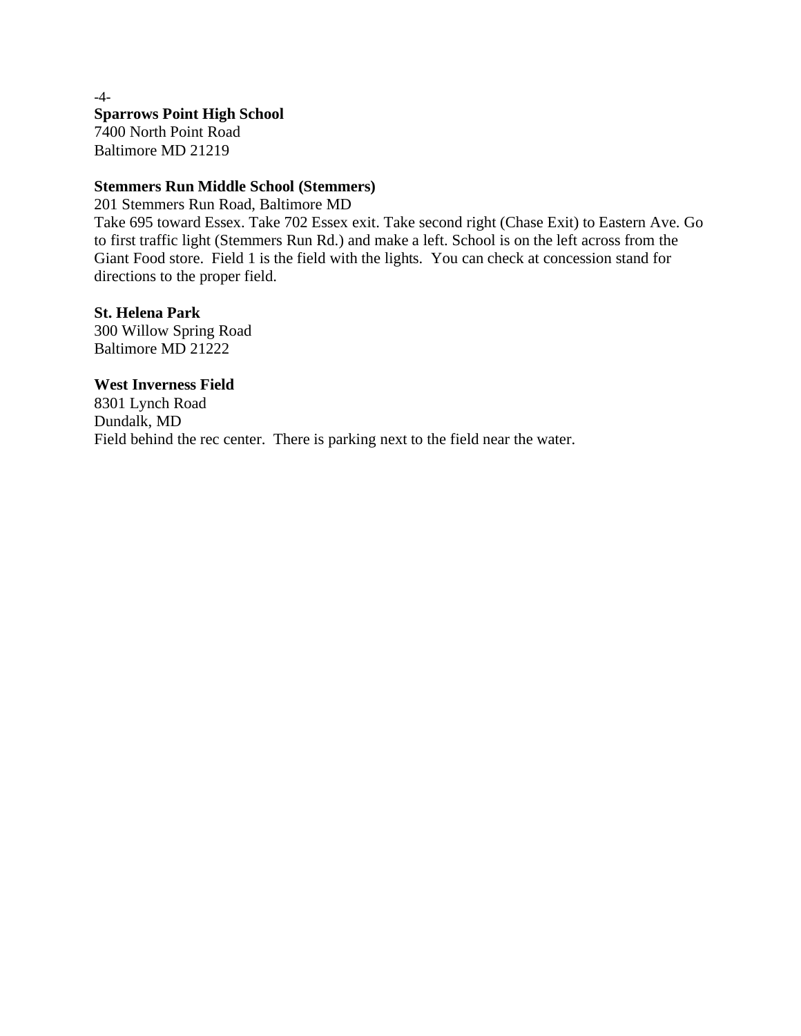**Sparrows Point High School**
7400 North Point Road
Baltimore MD 21219

**Stemmers Run Middle School (Stemmers)**
201 Stemmers Run Road, Baltimore MD
Take 695 toward Essex. Take 702 Essex exit. Take second right (Chase Exit) to Eastern Ave. Go to first traffic light (Stemmers Run Rd.) and make a left. School is on the left across from the Giant Food store. Field 1 is the field with the lights. You can check at concession stand for directions to the proper field.

**St. Helena Park**
300 Willow Spring Road
Baltimore MD 21222

**West Inverness Field**
8301 Lynch Road
Dundalk, MD
Field behind the rec center. There is parking next to the field near the water.